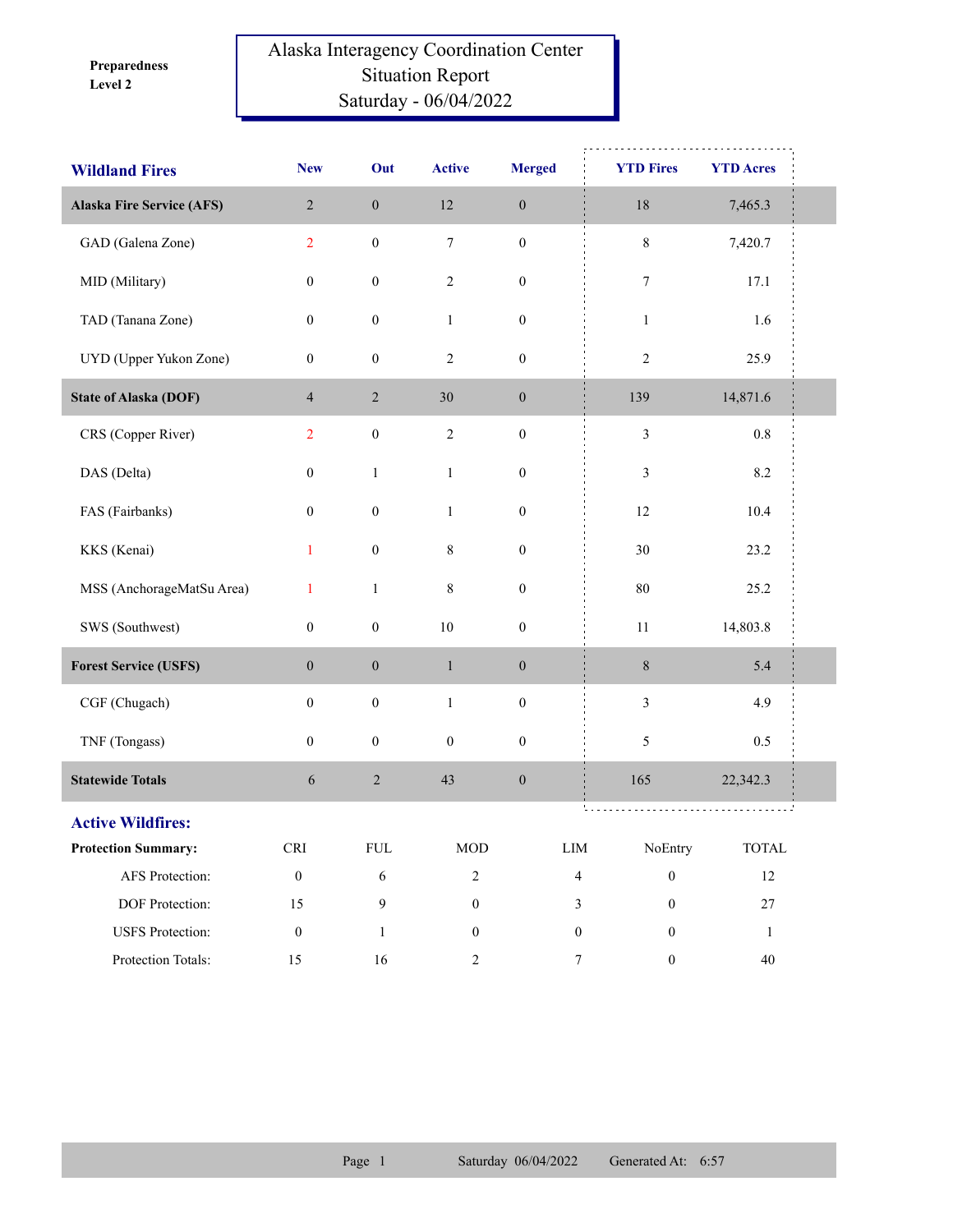**Preparedness Level 2**

# Alaska Interagency Coordination Center Situation Report Saturday - 06/04/2022

## Wildland Fires

| Wildland Fires | New | Out | Active | Merged | YTD Fires | YTD Acres |
|---|---|---|---|---|---|---|
| **Alaska Fire Service (AFS)** | 2 | 0 | 12 | 0 | 18 | 7,465.3 |
| GAD (Galena Zone) | 2 | 0 | 7 | 0 | 8 | 7,420.7 |
| MID (Military) | 0 | 0 | 2 | 0 | 7 | 17.1 |
| TAD (Tanana Zone) | 0 | 0 | 1 | 0 | 1 | 1.6 |
| UYD (Upper Yukon Zone) | 0 | 0 | 2 | 0 | 2 | 25.9 |
| **State of Alaska (DOF)** | 4 | 2 | 30 | 0 | 139 | 14,871.6 |
| CRS (Copper River) | 2 | 0 | 2 | 0 | 3 | 0.8 |
| DAS (Delta) | 0 | 1 | 1 | 0 | 3 | 8.2 |
| FAS (Fairbanks) | 0 | 0 | 1 | 0 | 12 | 10.4 |
| KKS (Kenai) | 1 | 0 | 8 | 0 | 30 | 23.2 |
| MSS (AnchorageMatSu Area) | 1 | 1 | 8 | 0 | 80 | 25.2 |
| SWS (Southwest) | 0 | 0 | 10 | 0 | 11 | 14,803.8 |
| **Forest Service (USFS)** | 0 | 0 | 1 | 0 | 8 | 5.4 |
| CGF (Chugach) | 0 | 0 | 1 | 0 | 3 | 4.9 |
| TNF (Tongass) | 0 | 0 | 0 | 0 | 5 | 0.5 |
| **Statewide Totals** | 6 | 2 | 43 | 0 | 165 | 22,342.3 |

## Active Wildfires:

| Protection Summary: | CRI | FUL | MOD | LIM | NoEntry | TOTAL |
|---|---|---|---|---|---|---|
| AFS Protection: | 0 | 6 | 2 | 4 | 0 | 12 |
| DOF Protection: | 15 | 9 | 0 | 3 | 0 | 27 |
| USFS Protection: | 0 | 1 | 0 | 0 | 0 | 1 |
| Protection Totals: | 15 | 16 | 2 | 7 | 0 | 40 |

Saturday 06/04/2022 Generated At: 6:57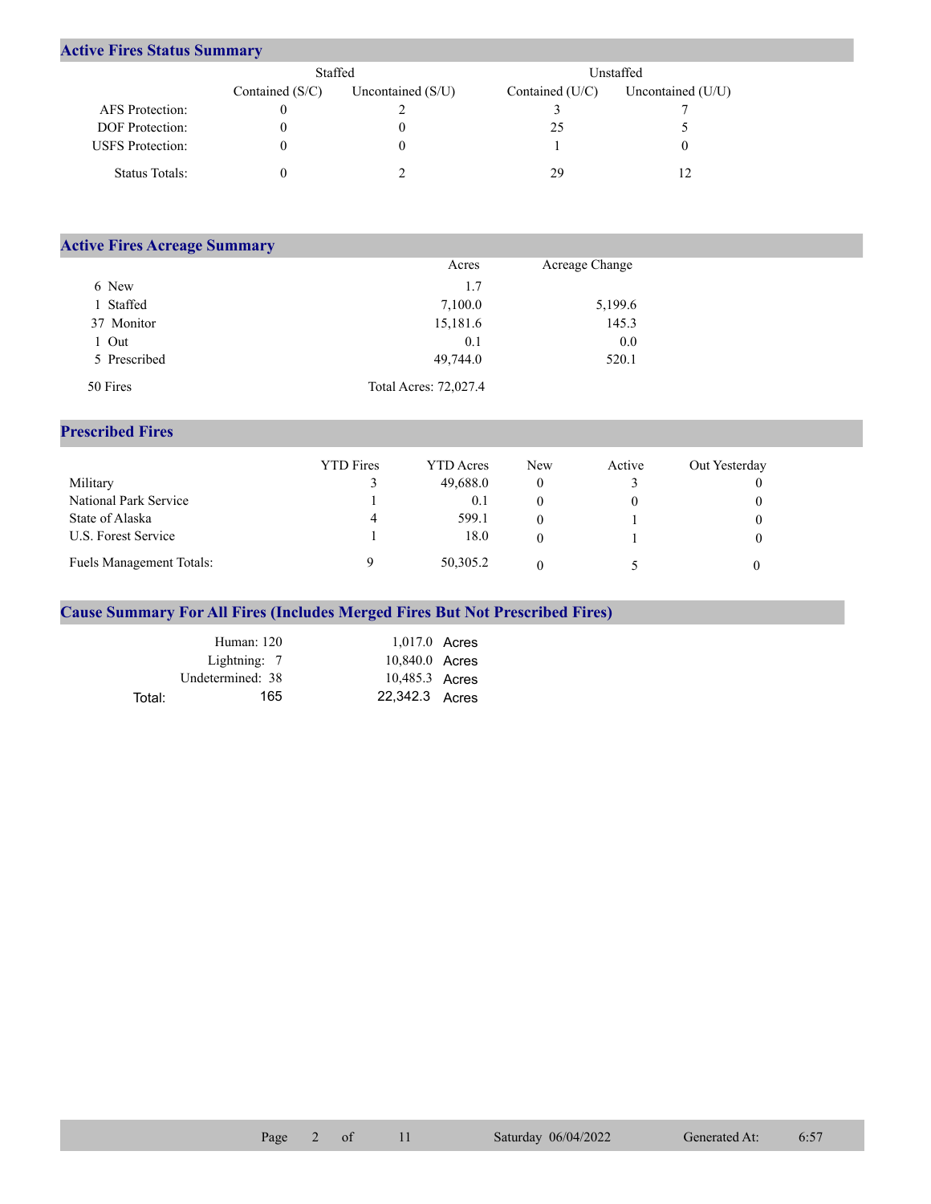## Active Fires Status Summary

| | Staffed | | Unstaffed | |
|---|---|---|---|---|
| | Contained (S/C) | Uncontained (S/U) | Contained (U/C) | Uncontained (U/U) |
| AFS Protection: | 0 | 2 | 3 | 7 |
| DOF Protection: | 0 | 0 | 25 | 5 |
| USFS Protection: | 0 | 0 | 1 | 0 |
| Status Totals: | 0 | 2 | 29 | 12 |

## Active Fires Acreage Summary

| | Acres | Acreage Change |
|---|---|---|
| 6 New | 1.7 | |
| 1 Staffed | 7,100.0 | 5,199.6 |
| 37 Monitor | 15,181.6 | 145.3 |
| 1 Out | 0.1 | 0.0 |
| 5 Prescribed | 49,744.0 | 520.1 |
| 50 Fires | Total Acres: 72,027.4 | |

## Prescribed Fires

| | YTD Fires | YTD Acres | New | Active | Out Yesterday |
|---|---|---|---|---|---|
| Military | 3 | 49,688.0 | 0 | 3 | 0 |
| National Park Service | 1 | 0.1 | 0 | 0 | 0 |
| State of Alaska | 4 | 599.1 | 0 | 1 | 0 |
| U.S. Forest Service | 1 | 18.0 | 0 | 1 | 0 |
| Fuels Management Totals: | 9 | 50,305.2 | 0 | 5 | 0 |

## Cause Summary For All Fires (Includes Merged Fires But Not Prescribed Fires)

| | | |
|---|---|---|
| Human: | 120 | 1,017.0 Acres |
| Lightning: | 7 | 10,840.0 Acres |
| Undetermined: | 38 | 10,485.3 Acres |
| Total: | 165 | 22,342.3 Acres |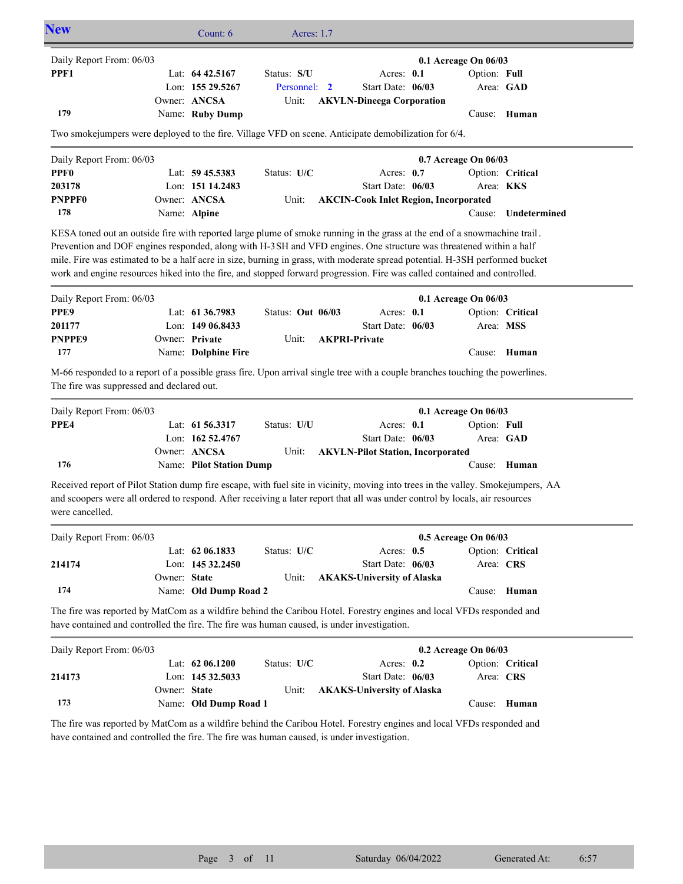## New

Count: 6 Acres: 1.7

---

Daily Report From: 06/03 **0.1 Acreage On 06/03**

| | | | | |
|---|---|---|---|---|
| **PPF1** | Lat: **64 42.5167** | Status: **S/U** | Acres: **0.1** | Option: **Full** |
| | Lon: **155 29.5267** | Personnel: **2** | Start Date: **06/03** | Area: **GAD** |
| | Owner: **ANCSA** | Unit: **AKVLN-Dineega Corporation** | | |
| **179** | Name: **Ruby Dump** | | | Cause: **Human** |

Two smokejumpers were deployed to the fire. Village VFD on scene. Anticipate demobilization for 6/4.

---

Daily Report From: 06/03 **0.7 Acreage On 06/03**

| | | | | |
|---|---|---|---|---|
| **PPF0** | Lat: **59 45.5383** | Status: **U/C** | Acres: **0.7** | Option: **Critical** |
| **203178** | Lon: **151 14.2483** | | Start Date: **06/03** | Area: **KKS** |
| **PNPPF0** | Owner: **ANCSA** | Unit: **AKCIN-Cook Inlet Region, Incorporated** | | |
| **178** | Name: **Alpine** | | | Cause: **Undetermined** |

KESA toned out an outside fire with reported large plume of smoke running in the grass at the end of a snowmachine trail. Prevention and DOF engines responded, along with H-3SH and VFD engines. One structure was threatened within a half mile. Fire was estimated to be a half acre in size, burning in grass, with moderate spread potential. H-3SH performed bucket work and engine resources hiked into the fire, and stopped forward progression. Fire was called contained and controlled.

---

Daily Report From: 06/03 **0.1 Acreage On 06/03**

| | | | | |
|---|---|---|---|---|
| **PPE9** | Lat: **61 36.7983** | Status: **Out 06/03** | Acres: **0.1** | Option: **Critical** |
| **201177** | Lon: **149 06.8433** | | Start Date: **06/03** | Area: **MSS** |
| **PNPPE9** | Owner: **Private** | Unit: **AKPRI-Private** | | |
| **177** | Name: **Dolphine Fire** | | | Cause: **Human** |

M-66 responded to a report of a possible grass fire. Upon arrival single tree with a couple branches touching the powerlines. The fire was suppressed and declared out.

---

Daily Report From: 06/03 **0.1 Acreage On 06/03**

| | | | | |
|---|---|---|---|---|
| **PPE4** | Lat: **61 56.3317** | Status: **U/U** | Acres: **0.1** | Option: **Full** |
| | Lon: **162 52.4767** | | Start Date: **06/03** | Area: **GAD** |
| | Owner: **ANCSA** | Unit: **AKVLN-Pilot Station, Incorporated** | | |
| **176** | Name: **Pilot Station Dump** | | | Cause: **Human** |

Received report of Pilot Station dump fire escape, with fuel site in vicinity, moving into trees in the valley. Smokejumpers, AA and scoopers were all ordered to respond. After receiving a later report that all was under control by locals, air resources were cancelled.

---

Daily Report From: 06/03 **0.5 Acreage On 06/03**

| | | | | |
|---|---|---|---|---|
| | Lat: **62 06.1833** | Status: **U/C** | Acres: **0.5** | Option: **Critical** |
| **214174** | Lon: **145 32.2450** | | Start Date: **06/03** | Area: **CRS** |
| | Owner: **State** | Unit: **AKAKS-University of Alaska** | | |
| **174** | Name: **Old Dump Road 2** | | | Cause: **Human** |

The fire was reported by MatCom as a wildfire behind the Caribou Hotel. Forestry engines and local VFDs responded and have contained and controlled the fire. The fire was human caused, is under investigation.

---

Daily Report From: 06/03 **0.2 Acreage On 06/03**

| | | | | |
|---|---|---|---|---|
| | Lat: **62 06.1200** | Status: **U/C** | Acres: **0.2** | Option: **Critical** |
| **214173** | Lon: **145 32.5033** | | Start Date: **06/03** | Area: **CRS** |
| | Owner: **State** | Unit: **AKAKS-University of Alaska** | | |
| **173** | Name: **Old Dump Road 1** | | | Cause: **Human** |

The fire was reported by MatCom as a wildfire behind the Caribou Hotel. Forestry engines and local VFDs responded and have contained and controlled the fire. The fire was human caused, is under investigation.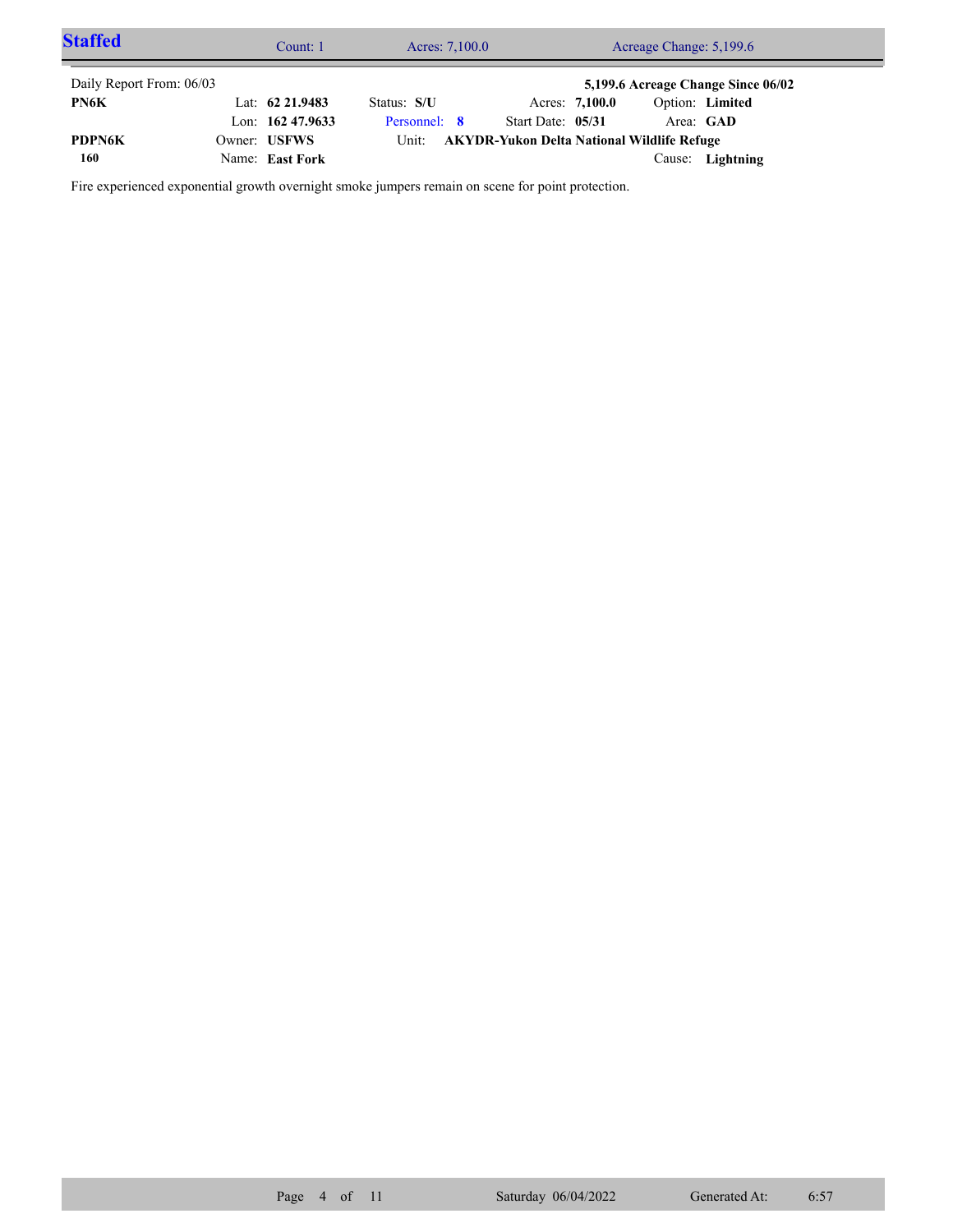## Staffed

Count: 1 | Acres: 7,100.0 | Acreage Change: 5,199.6

Daily Report From: 06/03 | **5,199.6 Acreage Change Since 06/02**

| | | | | |
|---|---|---|---|---|
| **PN6K** | Lat: **62 21.9483** | Status: **S/U** | Acres: **7,100.0** | Option: **Limited** |
| | Lon: **162 47.9633** | Personnel: **8** | Start Date: **05/31** | Area: **GAD** |
| **PDPN6K** | Owner: **USFWS** | Unit: **AKYDR-Yukon Delta National Wildlife Refuge** | | |
| **160** | Name: **East Fork** | | | Cause: **Lightning** |

Fire experienced exponential growth overnight smoke jumpers remain on scene for point protection.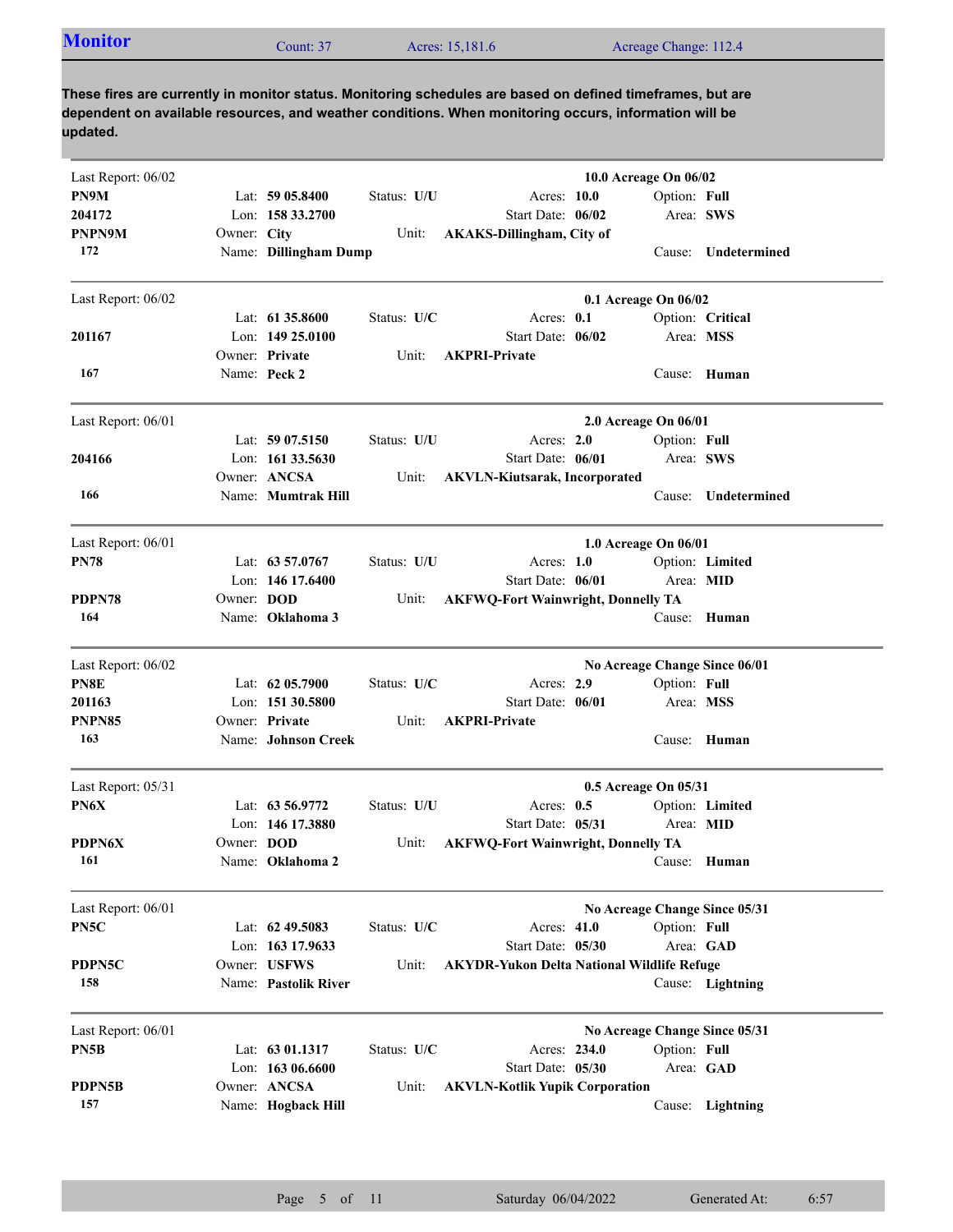## Monitor

Count: 37 | Acres: 15,181.6 | Acreage Change: 112.4

**These fires are currently in monitor status. Monitoring schedules are based on defined timeframes, but are dependent on available resources, and weather conditions. When monitoring occurs, information will be updated.**

---

Last Report: 06/02 — **10.0 Acreage On 06/02**

| | | | |
|---|---|---|---|
| **PN9M** | Lat: **59 05.8400** | Status: **U/U** | Acres: **10.0** | Option: **Full** |
| **204172** | Lon: **158 33.2700** | | Start Date: **06/02** | Area: **SWS** |
| **PNPN9M** | Owner: **City** | Unit: **AKAKS-Dillingham, City of** | | |
| **172** | Name: **Dillingham Dump** | | | Cause: **Undetermined** |

---

Last Report: 06/02 — **0.1 Acreage On 06/02**

| | | | |
|---|---|---|---|
| | Lat: **61 35.8600** | Status: **U/C** | Acres: **0.1** | Option: **Critical** |
| **201167** | Lon: **149 25.0100** | | Start Date: **06/02** | Area: **MSS** |
| | Owner: **Private** | Unit: **AKPRI-Private** | | |
| **167** | Name: **Peck 2** | | | Cause: **Human** |

---

Last Report: 06/01 — **2.0 Acreage On 06/01**

| | | | |
|---|---|---|---|
| | Lat: **59 07.5150** | Status: **U/U** | Acres: **2.0** | Option: **Full** |
| **204166** | Lon: **161 33.5630** | | Start Date: **06/01** | Area: **SWS** |
| | Owner: **ANCSA** | Unit: **AKVLN-Kiutsarak, Incorporated** | | |
| **166** | Name: **Mumtrak Hill** | | | Cause: **Undetermined** |

---

Last Report: 06/01 — **1.0 Acreage On 06/01**

| | | | |
|---|---|---|---|
| **PN78** | Lat: **63 57.0767** | Status: **U/U** | Acres: **1.0** | Option: **Limited** |
| | Lon: **146 17.6400** | | Start Date: **06/01** | Area: **MID** |
| **PDPN78** | Owner: **DOD** | Unit: **AKFWQ-Fort Wainwright, Donnelly TA** | | |
| **164** | Name: **Oklahoma 3** | | | Cause: **Human** |

---

Last Report: 06/02 — **No Acreage Change Since 06/01**

| | | | |
|---|---|---|---|
| **PN8E** | Lat: **62 05.7900** | Status: **U/C** | Acres: **2.9** | Option: **Full** |
| **201163** | Lon: **151 30.5800** | | Start Date: **06/01** | Area: **MSS** |
| **PNPN85** | Owner: **Private** | Unit: **AKPRI-Private** | | |
| **163** | Name: **Johnson Creek** | | | Cause: **Human** |

---

Last Report: 05/31 — **0.5 Acreage On 05/31**

| | | | |
|---|---|---|---|
| **PN6X** | Lat: **63 56.9772** | Status: **U/U** | Acres: **0.5** | Option: **Limited** |
| | Lon: **146 17.3880** | | Start Date: **05/31** | Area: **MID** |
| **PDPN6X** | Owner: **DOD** | Unit: **AKFWQ-Fort Wainwright, Donnelly TA** | | |
| **161** | Name: **Oklahoma 2** | | | Cause: **Human** |

---

Last Report: 06/01 — **No Acreage Change Since 05/31**

| | | | |
|---|---|---|---|
| **PN5C** | Lat: **62 49.5083** | Status: **U/C** | Acres: **41.0** | Option: **Full** |
| | Lon: **163 17.9633** | | Start Date: **05/30** | Area: **GAD** |
| **PDPN5C** | Owner: **USFWS** | Unit: **AKYDR-Yukon Delta National Wildlife Refuge** | | |
| **158** | Name: **Pastolik River** | | | Cause: **Lightning** |

---

Last Report: 06/01 — **No Acreage Change Since 05/31**

| | | | |
|---|---|---|---|
| **PN5B** | Lat: **63 01.1317** | Status: **U/C** | Acres: **234.0** | Option: **Full** |
| | Lon: **163 06.6600** | | Start Date: **05/30** | Area: **GAD** |
| **PDPN5B** | Owner: **ANCSA** | Unit: **AKVLN-Kotlik Yupik Corporation** | | |
| **157** | Name: **Hogback Hill** | | | Cause: **Lightning** |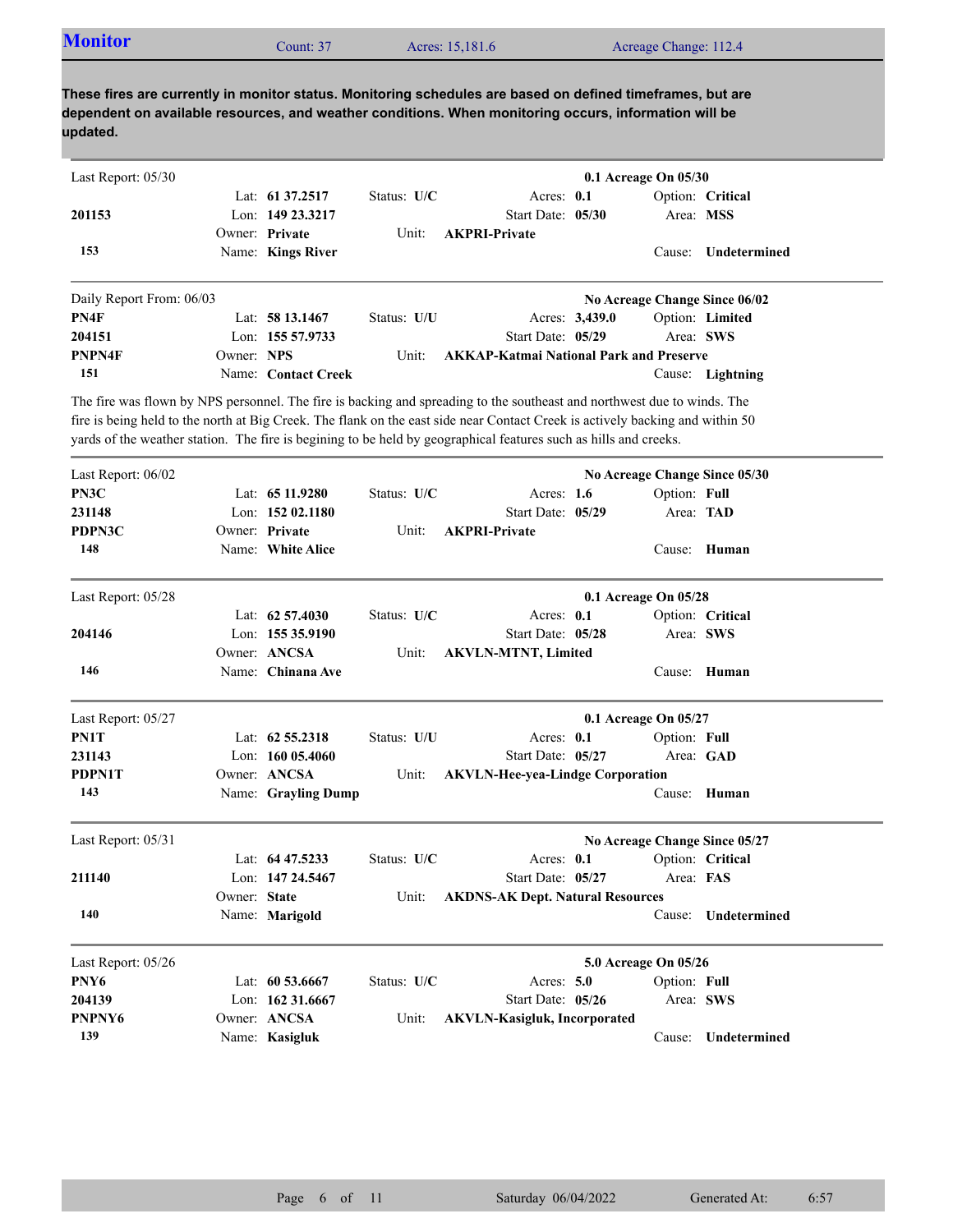## Monitor

Count: 37 | Acres: 15,181.6 | Acreage Change: 112.4

**These fires are currently in monitor status. Monitoring schedules are based on defined timeframes, but are dependent on available resources, and weather conditions. When monitoring occurs, information will be updated.**

---

Last Report: 05/30 — **0.1 Acreage On 05/30**

| | | | |
|---|---|---|---|
| | Lat: **61 37.2517** | Status: **U/C** | Acres: **0.1** | 
| **201153** | Lon: **149 23.3217** | Start Date: **05/30** | Option: **Critical** |
| | Owner: **Private** | Unit: **AKPRI-Private** | Area: **MSS** |
| **153** | Name: **Kings River** | | Cause: **Undetermined** |

---

Daily Report From: 06/03 — **No Acreage Change Since 06/02**

| | | | |
|---|---|---|---|
| **PN4F** | Lat: **58 13.1467** | Status: **U/U** | Acres: **3,439.0** |
| **204151** | Lon: **155 57.9733** | Start Date: **05/29** | Option: **Limited** |
| **PNPN4F** | Owner: **NPS** | Unit: **AKKAP-Katmai National Park and Preserve** | Area: **SWS** |
| **151** | Name: **Contact Creek** | | Cause: **Lightning** |

The fire was flown by NPS personnel. The fire is backing and spreading to the southeast and northwest due to winds. The fire is being held to the north at Big Creek. The flank on the east side near Contact Creek is actively backing and within 50 yards of the weather station. The fire is begining to be held by geographical features such as hills and creeks.

---

Last Report: 06/02 — **No Acreage Change Since 05/30**

| | | | |
|---|---|---|---|
| **PN3C** | Lat: **65 11.9280** | Status: **U/C** | Acres: **1.6** |
| **231148** | Lon: **152 02.1180** | Start Date: **05/29** | Option: **Full** |
| **PDPN3C** | Owner: **Private** | Unit: **AKPRI-Private** | Area: **TAD** |
| **148** | Name: **White Alice** | | Cause: **Human** |

---

Last Report: 05/28 — **0.1 Acreage On 05/28**

| | | | |
|---|---|---|---|
| | Lat: **62 57.4030** | Status: **U/C** | Acres: **0.1** |
| **204146** | Lon: **155 35.9190** | Start Date: **05/28** | Option: **Critical** |
| | Owner: **ANCSA** | Unit: **AKVLN-MTNT, Limited** | Area: **SWS** |
| **146** | Name: **Chinana Ave** | | Cause: **Human** |

---

Last Report: 05/27 — **0.1 Acreage On 05/27**

| | | | |
|---|---|---|---|
| **PN1T** | Lat: **62 55.2318** | Status: **U/U** | Acres: **0.1** |
| **231143** | Lon: **160 05.4060** | Start Date: **05/27** | Option: **Full** |
| **PDPN1T** | Owner: **ANCSA** | Unit: **AKVLN-Hee-yea-Lindge Corporation** | Area: **GAD** |
| **143** | Name: **Grayling Dump** | | Cause: **Human** |

---

Last Report: 05/31 — **No Acreage Change Since 05/27**

| | | | |
|---|---|---|---|
| | Lat: **64 47.5233** | Status: **U/C** | Acres: **0.1** |
| **211140** | Lon: **147 24.5467** | Start Date: **05/27** | Option: **Critical** |
| | Owner: **State** | Unit: **AKDNS-AK Dept. Natural Resources** | Area: **FAS** |
| **140** | Name: **Marigold** | | Cause: **Undetermined** |

---

Last Report: 05/26 — **5.0 Acreage On 05/26**

| | | | |
|---|---|---|---|
| **PNY6** | Lat: **60 53.6667** | Status: **U/C** | Acres: **5.0** |
| **204139** | Lon: **162 31.6667** | Start Date: **05/26** | Option: **Full** |
| **PNPNY6** | Owner: **ANCSA** | Unit: **AKVLN-Kasigluk, Incorporated** | Area: **SWS** |
| **139** | Name: **Kasigluk** | | Cause: **Undetermined** |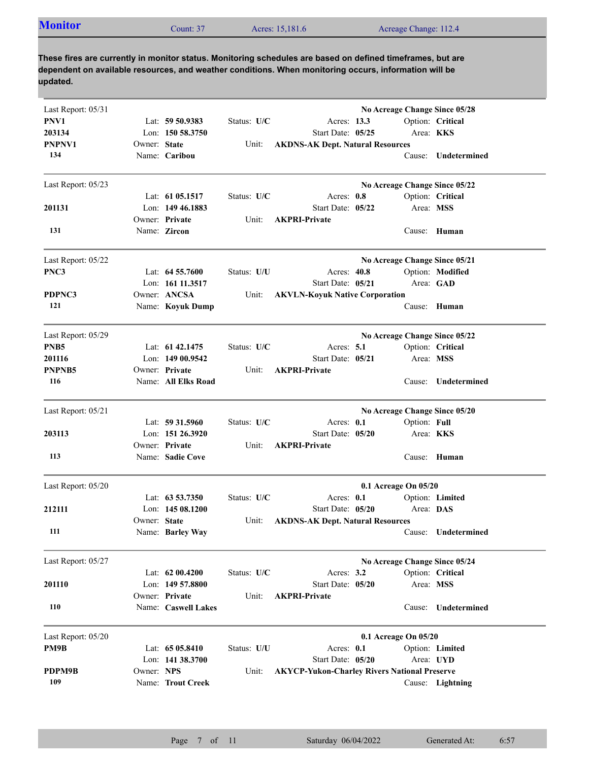## Monitor

Count: 37 | Acres: 15,181.6 | Acreage Change: 112.4

**These fires are currently in monitor status. Monitoring schedules are based on defined timeframes, but are dependent on available resources, and weather conditions. When monitoring occurs, information will be updated.**

---

Last Report: 05/31 — **No Acreage Change Since 05/28**

**PNV1**
**203134**
**PNPNV1**
**134**

- Lat: **59 50.9383**
- Lon: **150 58.3750**
- Owner: **State**
- Name: **Caribou**
- Status: **U/C**
- Unit: **AKDNS-AK Dept. Natural Resources**
- Acres: **13.3**
- Start Date: **05/25**
- Option: **Critical**
- Area: **KKS**
- Cause: **Undetermined**

---

Last Report: 05/23 — **No Acreage Change Since 05/22**

**201131**
**131**

- Lat: **61 05.1517**
- Lon: **149 46.1883**
- Owner: **Private**
- Name: **Zircon**
- Status: **U/C**
- Unit: **AKPRI-Private**
- Acres: **0.8**
- Start Date: **05/22**
- Option: **Critical**
- Area: **MSS**
- Cause: **Human**

---

Last Report: 05/22 — **No Acreage Change Since 05/21**

**PNC3**
**PDPNC3**
**121**

- Lat: **64 55.7600**
- Lon: **161 11.3517**
- Owner: **ANCSA**
- Name: **Koyuk Dump**
- Status: **U/U**
- Unit: **AKVLN-Koyuk Native Corporation**
- Acres: **40.8**
- Start Date: **05/21**
- Option: **Modified**
- Area: **GAD**
- Cause: **Human**

---

Last Report: 05/29 — **No Acreage Change Since 05/22**

**PNB5**
**201116**
**PNPNB5**
**116**

- Lat: **61 42.1475**
- Lon: **149 00.9542**
- Owner: **Private**
- Name: **All Elks Road**
- Status: **U/C**
- Unit: **AKPRI-Private**
- Acres: **5.1**
- Start Date: **05/21**
- Option: **Critical**
- Area: **MSS**
- Cause: **Undetermined**

---

Last Report: 05/21 — **No Acreage Change Since 05/20**

**203113**
**113**

- Lat: **59 31.5960**
- Lon: **151 26.3920**
- Owner: **Private**
- Name: **Sadie Cove**
- Status: **U/C**
- Unit: **AKPRI-Private**
- Acres: **0.1**
- Start Date: **05/20**
- Option: **Full**
- Area: **KKS**
- Cause: **Human**

---

Last Report: 05/20 — **0.1 Acreage On 05/20**

**212111**
**111**

- Lat: **63 53.7350**
- Lon: **145 08.1200**
- Owner: **State**
- Name: **Barley Way**
- Status: **U/C**
- Unit: **AKDNS-AK Dept. Natural Resources**
- Acres: **0.1**
- Start Date: **05/20**
- Option: **Limited**
- Area: **DAS**
- Cause: **Undetermined**

---

Last Report: 05/27 — **No Acreage Change Since 05/24**

**201110**
**110**

- Lat: **62 00.4200**
- Lon: **149 57.8800**
- Owner: **Private**
- Name: **Caswell Lakes**
- Status: **U/C**
- Unit: **AKPRI-Private**
- Acres: **3.2**
- Start Date: **05/20**
- Option: **Critical**
- Area: **MSS**
- Cause: **Undetermined**

---

Last Report: 05/20 — **0.1 Acreage On 05/20**

**PM9B**
**PDPM9B**
**109**

- Lat: **65 05.8410**
- Lon: **141 38.3700**
- Owner: **NPS**
- Name: **Trout Creek**
- Status: **U/U**
- Unit: **AKYCP-Yukon-Charley Rivers National Preserve**
- Acres: **0.1**
- Start Date: **05/20**
- Option: **Limited**
- Area: **UYD**
- Cause: **Lightning**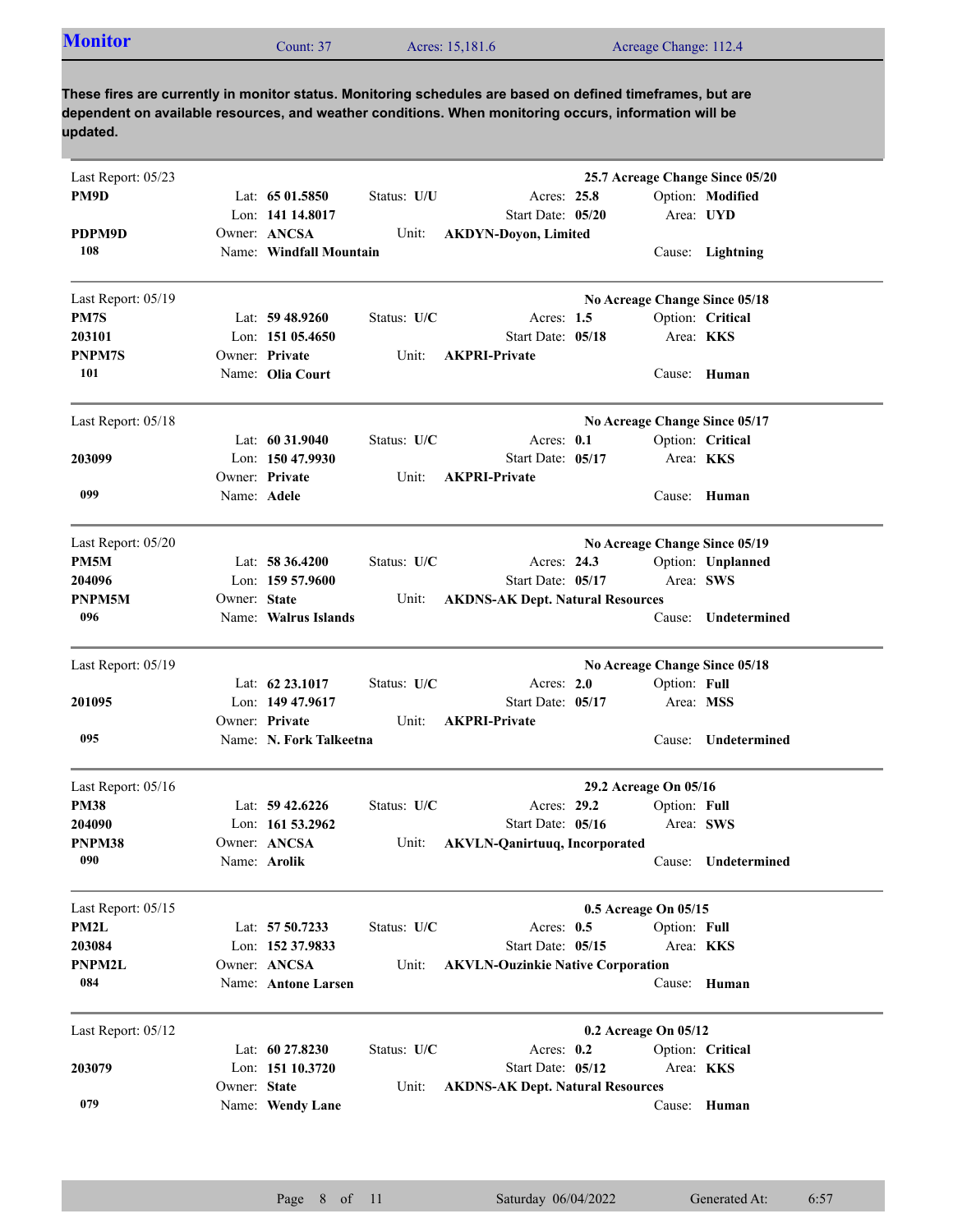## Monitor

Count: 37 | Acres: 15,181.6 | Acreage Change: 112.4

**These fires are currently in monitor status. Monitoring schedules are based on defined timeframes, but are dependent on available resources, and weather conditions. When monitoring occurs, information will be updated.**

---

Last Report: 05/23 — **25.7 Acreage Change Since 05/20**

| | | | |
|---|---|---|---|
| **PM9D** | Lat: **65 01.5850** | Status: **U/U** | Acres: **25.8** | Option: **Modified** |
| | Lon: **141 14.8017** | | Start Date: **05/20** | Area: **UYD** |
| **PDPM9D** | Owner: **ANCSA** | Unit: **AKDYN-Doyon, Limited** | | |
| **108** | Name: **Windfall Mountain** | | | Cause: **Lightning** |

---

Last Report: 05/19 — **No Acreage Change Since 05/18**

| | | | | |
|---|---|---|---|---|
| **PM7S** | Lat: **59 48.9260** | Status: **U/C** | Acres: **1.5** | Option: **Critical** |
| **203101** | Lon: **151 05.4650** | | Start Date: **05/18** | Area: **KKS** |
| **PNPM7S** | Owner: **Private** | Unit: **AKPRI-Private** | | |
| **101** | Name: **Olia Court** | | | Cause: **Human** |

---

Last Report: 05/18 — **No Acreage Change Since 05/17**

| | | | | |
|---|---|---|---|---|
| | Lat: **60 31.9040** | Status: **U/C** | Acres: **0.1** | Option: **Critical** |
| **203099** | Lon: **150 47.9930** | | Start Date: **05/17** | Area: **KKS** |
| | Owner: **Private** | Unit: **AKPRI-Private** | | |
| **099** | Name: **Adele** | | | Cause: **Human** |

---

Last Report: 05/20 — **No Acreage Change Since 05/19**

| | | | | |
|---|---|---|---|---|
| **PM5M** | Lat: **58 36.4200** | Status: **U/C** | Acres: **24.3** | Option: **Unplanned** |
| **204096** | Lon: **159 57.9600** | | Start Date: **05/17** | Area: **SWS** |
| **PNPM5M** | Owner: **State** | Unit: **AKDNS-AK Dept. Natural Resources** | | |
| **096** | Name: **Walrus Islands** | | | Cause: **Undetermined** |

---

Last Report: 05/19 — **No Acreage Change Since 05/18**

| | | | | |
|---|---|---|---|---|
| | Lat: **62 23.1017** | Status: **U/C** | Acres: **2.0** | Option: **Full** |
| **201095** | Lon: **149 47.9617** | | Start Date: **05/17** | Area: **MSS** |
| | Owner: **Private** | Unit: **AKPRI-Private** | | |
| **095** | Name: **N. Fork Talkeetna** | | | Cause: **Undetermined** |

---

Last Report: 05/16 — **29.2 Acreage On 05/16**

| | | | | |
|---|---|---|---|---|
| **PM38** | Lat: **59 42.6226** | Status: **U/C** | Acres: **29.2** | Option: **Full** |
| **204090** | Lon: **161 53.2962** | | Start Date: **05/16** | Area: **SWS** |
| **PNPM38** | Owner: **ANCSA** | Unit: **AKVLN-Qanirtuuq, Incorporated** | | |
| **090** | Name: **Arolik** | | | Cause: **Undetermined** |

---

Last Report: 05/15 — **0.5 Acreage On 05/15**

| | | | | |
|---|---|---|---|---|
| **PM2L** | Lat: **57 50.7233** | Status: **U/C** | Acres: **0.5** | Option: **Full** |
| **203084** | Lon: **152 37.9833** | | Start Date: **05/15** | Area: **KKS** |
| **PNPM2L** | Owner: **ANCSA** | Unit: **AKVLN-Ouzinkie Native Corporation** | | |
| **084** | Name: **Antone Larsen** | | | Cause: **Human** |

---

Last Report: 05/12 — **0.2 Acreage On 05/12**

| | | | | |
|---|---|---|---|---|
| | Lat: **60 27.8230** | Status: **U/C** | Acres: **0.2** | Option: **Critical** |
| **203079** | Lon: **151 10.3720** | | Start Date: **05/12** | Area: **KKS** |
| | Owner: **State** | Unit: **AKDNS-AK Dept. Natural Resources** | | |
| **079** | Name: **Wendy Lane** | | | Cause: **Human** |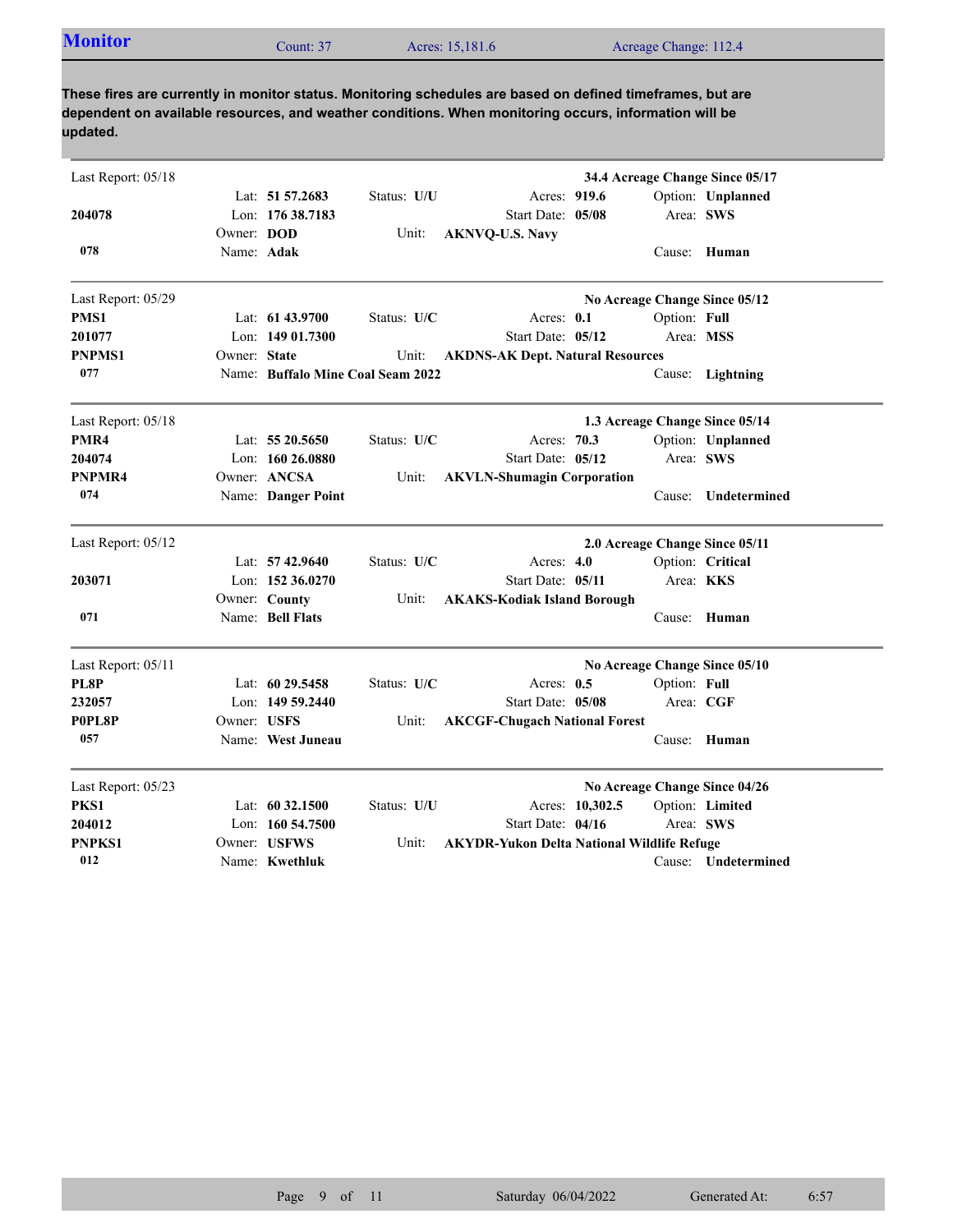## Monitor

Count: 37 | Acres: 15,181.6 | Acreage Change: 112.4

**These fires are currently in monitor status. Monitoring schedules are based on defined timeframes, but are dependent on available resources, and weather conditions. When monitoring occurs, information will be updated.**

---

Last Report: 05/18 — **34.4 Acreage Change Since 05/17**

| | | | |
|---|---|---|---|
| | Lat: **51 57.2683** | Status: **U/U** | Acres: **919.6** | Option: **Unplanned** |
| **204078** | Lon: **176 38.7183** | | Start Date: **05/08** | Area: **SWS** |
| | Owner: **DOD** | Unit: **AKNVQ-U.S. Navy** | | |
| **078** | Name: **Adak** | | | Cause: **Human** |

---

Last Report: 05/29 — **No Acreage Change Since 05/12**

| | | | | |
|---|---|---|---|---|
| **PMS1** | Lat: **61 43.9700** | Status: **U/C** | Acres: **0.1** | Option: **Full** |
| **201077** | Lon: **149 01.7300** | | Start Date: **05/12** | Area: **MSS** |
| **PNPMS1** | Owner: **State** | Unit: **AKDNS-AK Dept. Natural Resources** | | |
| **077** | Name: **Buffalo Mine Coal Seam 2022** | | | Cause: **Lightning** |

---

Last Report: 05/18 — **1.3 Acreage Change Since 05/14**

| | | | | |
|---|---|---|---|---|
| **PMR4** | Lat: **55 20.5650** | Status: **U/C** | Acres: **70.3** | Option: **Unplanned** |
| **204074** | Lon: **160 26.0880** | | Start Date: **05/12** | Area: **SWS** |
| **PNPMR4** | Owner: **ANCSA** | Unit: **AKVLN-Shumagin Corporation** | | |
| **074** | Name: **Danger Point** | | | Cause: **Undetermined** |

---

Last Report: 05/12 — **2.0 Acreage Change Since 05/11**

| | | | | |
|---|---|---|---|---|
| | Lat: **57 42.9640** | Status: **U/C** | Acres: **4.0** | Option: **Critical** |
| **203071** | Lon: **152 36.0270** | | Start Date: **05/11** | Area: **KKS** |
| | Owner: **County** | Unit: **AKAKS-Kodiak Island Borough** | | |
| **071** | Name: **Bell Flats** | | | Cause: **Human** |

---

Last Report: 05/11 — **No Acreage Change Since 05/10**

| | | | | |
|---|---|---|---|---|
| **PL8P** | Lat: **60 29.5458** | Status: **U/C** | Acres: **0.5** | Option: **Full** |
| **232057** | Lon: **149 59.2440** | | Start Date: **05/08** | Area: **CGF** |
| **P0PL8P** | Owner: **USFS** | Unit: **AKCGF-Chugach National Forest** | | |
| **057** | Name: **West Juneau** | | | Cause: **Human** |

---

Last Report: 05/23 — **No Acreage Change Since 04/26**

| | | | | |
|---|---|---|---|---|
| **PKS1** | Lat: **60 32.1500** | Status: **U/U** | Acres: **10,302.5** | Option: **Limited** |
| **204012** | Lon: **160 54.7500** | | Start Date: **04/16** | Area: **SWS** |
| **PNPKS1** | Owner: **USFWS** | Unit: **AKYDR-Yukon Delta National Wildlife Refuge** | | |
| **012** | Name: **Kwethluk** | | | Cause: **Undetermined** |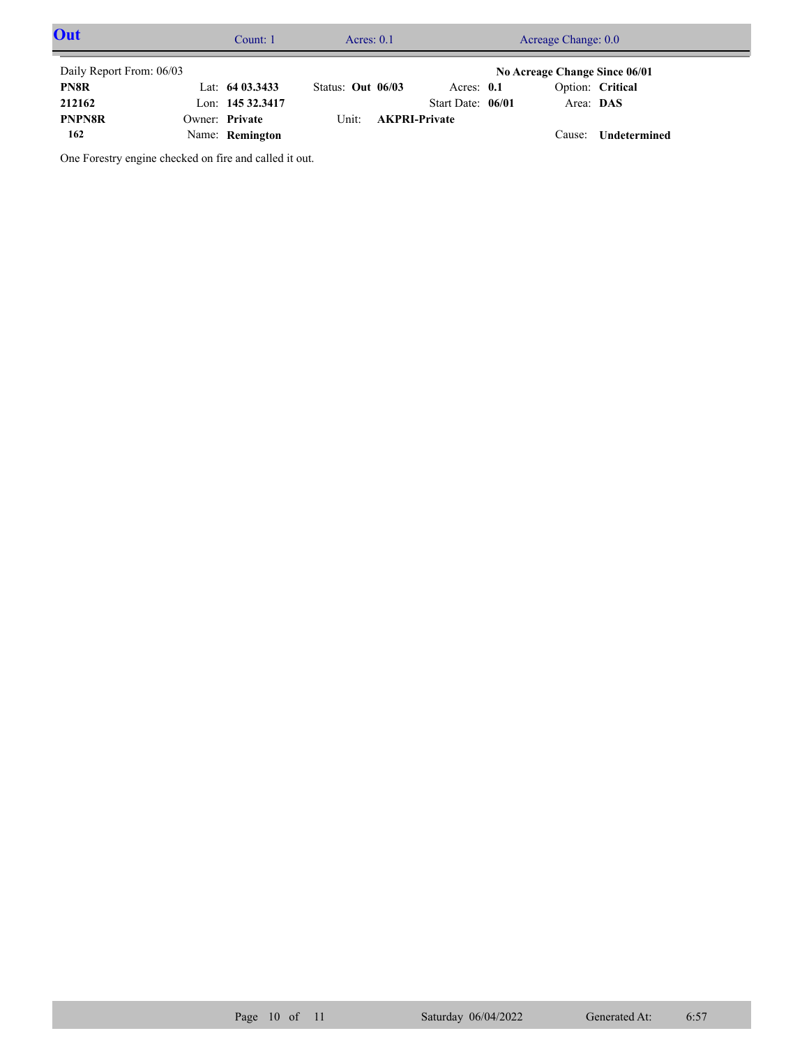## Out

Count: 1 | Acres: 0.1 | Acreage Change: 0.0

Daily Report From: 06/03 **No Acreage Change Since 06/01**

| | | | | |
|---|---|---|---|---|
| **PN8R** | Lat: **64 03.3433** | Status: **Out 06/03** | Acres: **0.1** | Option: **Critical** |
| **212162** | Lon: **145 32.3417** | | Start Date: **06/01** | Area: **DAS** |
| **PNPN8R** | Owner: **Private** | Unit: **AKPRI-Private** | | |
| **162** | Name: **Remington** | | | Cause: **Undetermined** |

One Forestry engine checked on fire and called it out.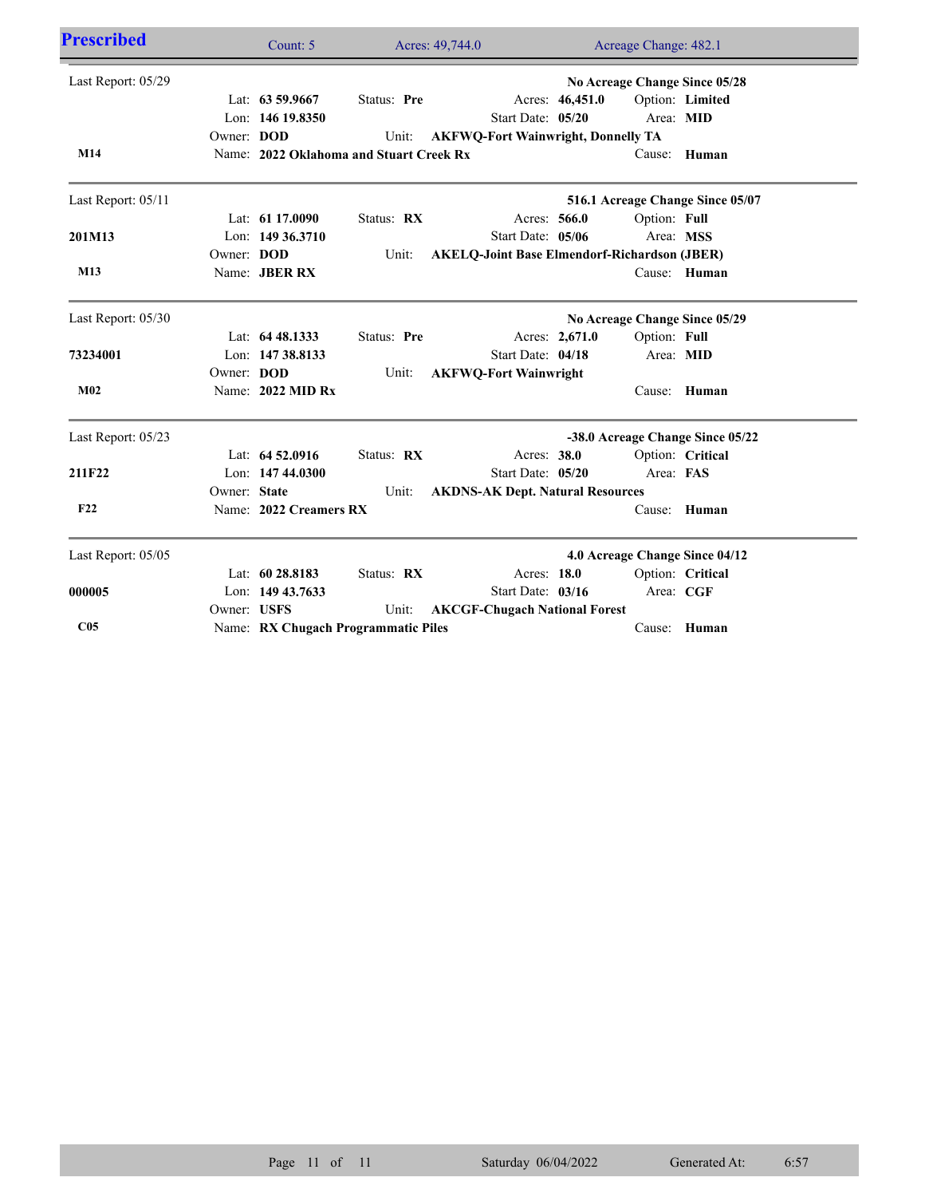## Prescribed

Count: 5 | Acres: 49,744.0 | Acreage Change: 482.1

---

Last Report: 05/29 — **No Acreage Change Since 05/28**

| | | | |
|---|---|---|---|
| Lat: **63 59.9667** | Status: **Pre** | Acres: **46,451.0** | Option: **Limited** |
| Lon: **146 19.8350** | | Start Date: **05/20** | Area: **MID** |
| Owner: **DOD** | Unit: **AKFWQ-Fort Wainwright, Donnelly TA** | | |
| Name: **2022 Oklahoma and Stuart Creek Rx** | | | Cause: **Human** |

**M14**

---

Last Report: 05/11 — **516.1 Acreage Change Since 05/07**

**201M13**

| | | | |
|---|---|---|---|
| Lat: **61 17.0090** | Status: **RX** | Acres: **566.0** | Option: **Full** |
| Lon: **149 36.3710** | | Start Date: **05/06** | Area: **MSS** |
| Owner: **DOD** | Unit: **AKELQ-Joint Base Elmendorf-Richardson (JBER)** | | |
| Name: **JBER RX** | | | Cause: **Human** |

**M13**

---

Last Report: 05/30 — **No Acreage Change Since 05/29**

**73234001**

| | | | |
|---|---|---|---|
| Lat: **64 48.1333** | Status: **Pre** | Acres: **2,671.0** | Option: **Full** |
| Lon: **147 38.8133** | | Start Date: **04/18** | Area: **MID** |
| Owner: **DOD** | Unit: **AKFWQ-Fort Wainwright** | | |
| Name: **2022 MID Rx** | | | Cause: **Human** |

**M02**

---

Last Report: 05/23 — **-38.0 Acreage Change Since 05/22**

**211F22**

| | | | |
|---|---|---|---|
| Lat: **64 52.0916** | Status: **RX** | Acres: **38.0** | Option: **Critical** |
| Lon: **147 44.0300** | | Start Date: **05/20** | Area: **FAS** |
| Owner: **State** | Unit: **AKDNS-AK Dept. Natural Resources** | | |
| Name: **2022 Creamers RX** | | | Cause: **Human** |

**F22**

---

Last Report: 05/05 — **4.0 Acreage Change Since 04/12**

**000005**

| | | | |
|---|---|---|---|
| Lat: **60 28.8183** | Status: **RX** | Acres: **18.0** | Option: **Critical** |
| Lon: **149 43.7633** | | Start Date: **03/16** | Area: **CGF** |
| Owner: **USFS** | Unit: **AKCGF-Chugach National Forest** | | |
| Name: **RX Chugach Programmatic Piles** | | | Cause: **Human** |

**C05**